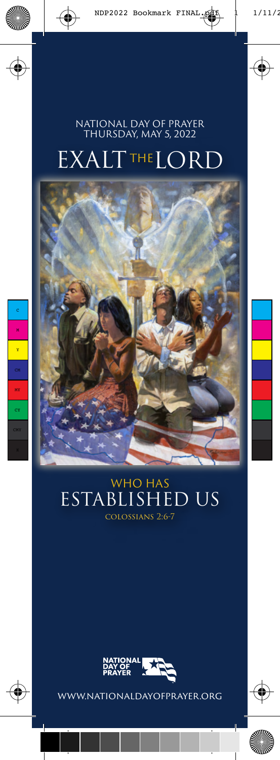NATIONAL DAY OF PRAYER
THURSDAY, MAY 5, 2022

# EXALT THE LORD

## WHO HAS ESTABLISHED US

COLOSSIANS 2:6-7

NATIONAL DAY OF PRAYER

WWW.NATIONALDAYOFPRAYER.ORG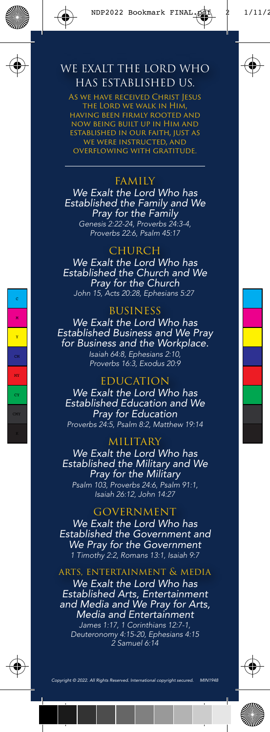# WE EXALT THE LORD WHO HAS ESTABLISHED US.

AS WE HAVE RECEIVED CHRIST JESUS THE LORD WE WALK IN HIM, HAVING BEEN FIRMLY ROOTED AND NOW BEING BUILT UP IN HIM AND ESTABLISHED IN OUR FAITH, JUST AS WE WERE INSTRUCTED, AND OVERFLOWING WITH GRATITUDE.

---

## FAMILY

*We Exalt the Lord Who has Established the Family and We Pray for the Family*

*Genesis 2:22-24, Proverbs 24:3-4, Proverbs 22:6, Psalm 45:17*

## CHURCH

*We Exalt the Lord Who has Established the Church and We Pray for the Church*

*John 15, Acts 20:28, Ephesians 5:27*

## BUSINESS

*We Exalt the Lord Who has Established Business and We Pray for Business and the Workplace.*

*Isaiah 64:8, Ephesians 2:10, Proverbs 16:3, Exodus 20:9*

## EDUCATION

*We Exalt the Lord Who has Established Education and We Pray for Education*

*Proverbs 24:5, Psalm 8:2, Matthew 19:14*

## MILITARY

*We Exalt the Lord Who has Established the Military and We Pray for the Military*

*Psalm 103, Proverbs 24:6, Psalm 91:1, Isaiah 26:12, John 14:27*

## GOVERNMENT

*We Exalt the Lord Who has Established the Government and We Pray for the Government*

*1 Timothy 2:2, Romans 13:1, Isaiah 9:7*

## ARTS, ENTERTAINMENT & MEDIA

*We Exalt the Lord Who has Established Arts, Entertainment and Media and We Pray for Arts, Media and Entertainment*

*James 1:17, 1 Corinthians 12:7-1, Deuteronomy 4:15-20, Ephesians 4:15 2 Samuel 6:14*

*Copyright © 2022. All Rights Reserved. International copyright secured. MIN1948*